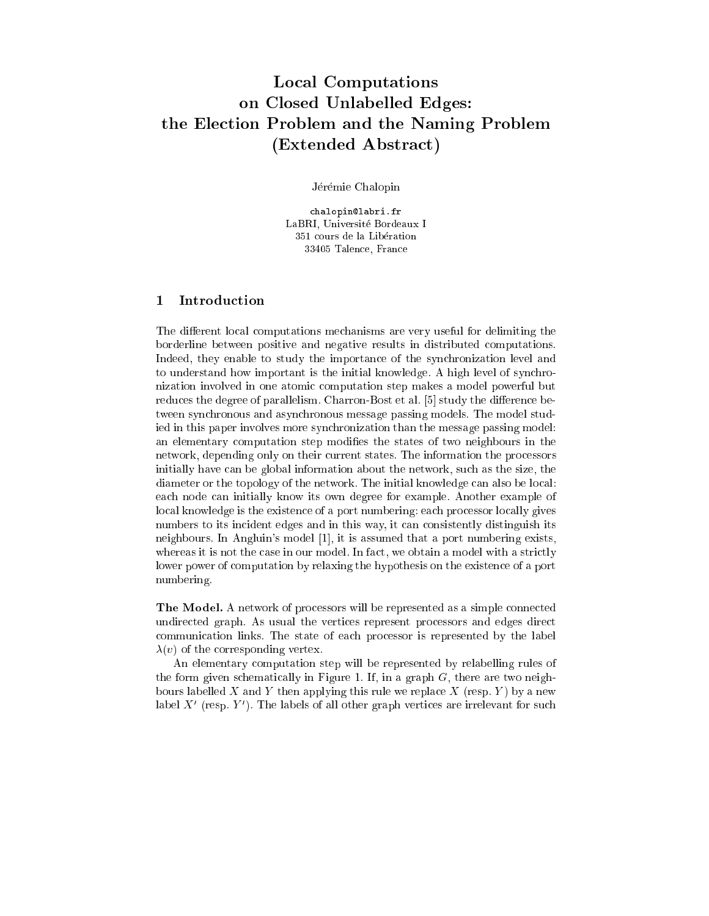# Local Computations on Closed Unlabelled Edges: the Election Problem and the Naming Problem (Extended Abstract)

Jérémie Chalopin

chalopin@labri.fr
LaBRI, Université Bordeaux I
351 cours de la Libération
33405 Talence, France

## 1 Introduction

The different local computations mechanisms are very useful for delimiting the borderline between positive and negative results in distributed computations. Indeed, they enable to study the importance of the synchronization level and to understand how important is the initial knowledge. A high level of synchronization involved in one atomic computation step makes a model powerful but reduces the degree of parallelism. Charron-Bost et al. [5] study the difference between synchronous and asynchronous message passing models. The model studied in this paper involves more synchronization than the message passing model: an elementary computation step modifies the states of two neighbours in the network, depending only on their current states. The information the processors initially have can be global information about the network, such as the size, the diameter or the topology of the network. The initial knowledge can also be local: each node can initially know its own degree for example. Another example of local knowledge is the existence of a port numbering: each processor locally gives numbers to its incident edges and in this way, it can consistently distinguish its neighbours. In Angluin's model [1], it is assumed that a port numbering exists, whereas it is not the case in our model. In fact, we obtain a model with a strictly lower power of computation by relaxing the hypothesis on the existence of a port numbering.

**The Model.** A network of processors will be represented as a simple connected undirected graph. As usual the vertices represent processors and edges direct communication links. The state of each processor is represented by the label $\lambda(v)$ of the corresponding vertex.

An elementary computation step will be represented by relabelling rules of the form given schematically in Figure 1. If, in a graph $G$, there are two neighbours labelled $X$ and $Y$ then applying this rule we replace $X$ (resp. $Y$) by a new label $X'$ (resp. $Y'$). The labels of all other graph vertices are irrelevant for such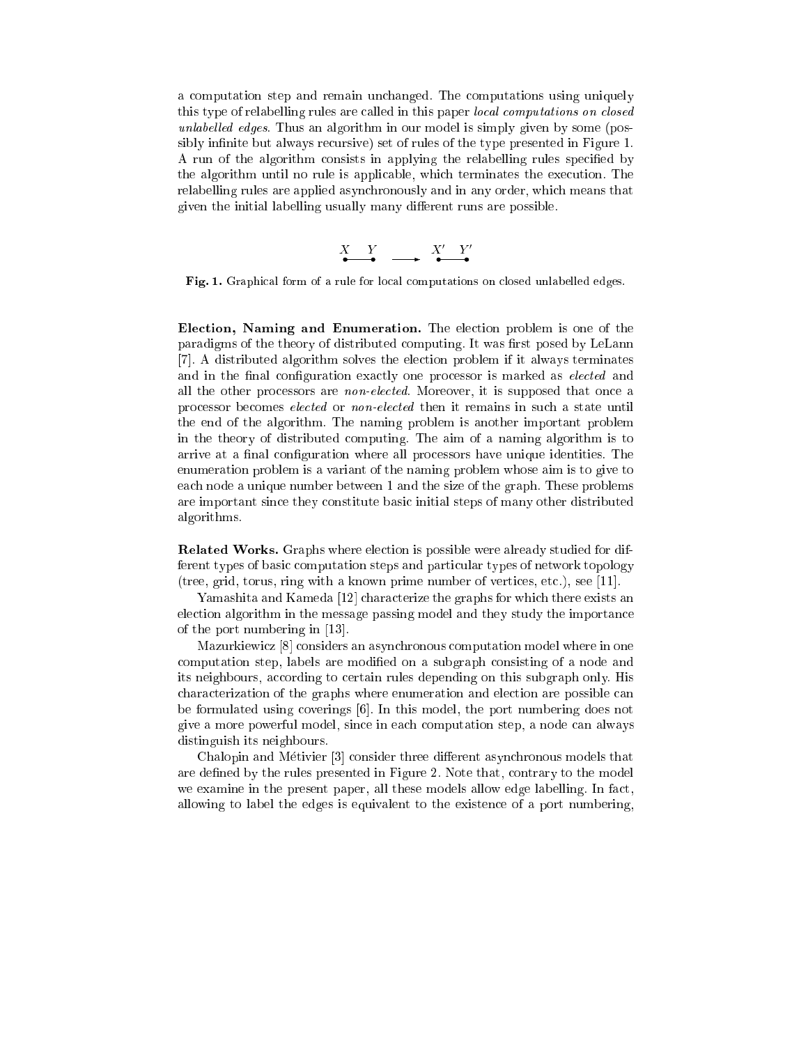a computation step and remain unchanged. The computations using uniquely this type of relabelling rules are called in this paper *local computations on closed unlabelled edges*. Thus an algorithm in our model is simply given by some (possibly infinite but always recursive) set of rules of the type presented in Figure 1. A run of the algorithm consists in applying the relabelling rules specified by the algorithm until no rule is applicable, which terminates the execution. The relabelling rules are applied asynchronously and in any order, which means that given the initial labelling usually many different runs are possible.

$X \quad Y \longrightarrow X' \quad Y'$

**Fig. 1.** Graphical form of a rule for local computations on closed unlabelled edges.

**Election, Naming and Enumeration.** The election problem is one of the paradigms of the theory of distributed computing. It was first posed by LeLann [7]. A distributed algorithm solves the election problem if it always terminates and in the final configuration exactly one processor is marked as *elected* and all the other processors are *non-elected*. Moreover, it is supposed that once a processor becomes *elected* or *non-elected* then it remains in such a state until the end of the algorithm. The naming problem is another important problem in the theory of distributed computing. The aim of a naming algorithm is to arrive at a final configuration where all processors have unique identities. The enumeration problem is a variant of the naming problem whose aim is to give to each node a unique number between 1 and the size of the graph. These problems are important since they constitute basic initial steps of many other distributed algorithms.

**Related Works.** Graphs where election is possible were already studied for different types of basic computation steps and particular types of network topology (tree, grid, torus, ring with a known prime number of vertices, etc.), see [11].

Yamashita and Kameda [12] characterize the graphs for which there exists an election algorithm in the message passing model and they study the importance of the port numbering in [13].

Mazurkiewicz [8] considers an asynchronous computation model where in one computation step, labels are modified on a subgraph consisting of a node and its neighbours, according to certain rules depending on this subgraph only. His characterization of the graphs where enumeration and election are possible can be formulated using coverings [6]. In this model, the port numbering does not give a more powerful model, since in each computation step, a node can always distinguish its neighbours.

Chalopin and Métivier [3] consider three different asynchronous models that are defined by the rules presented in Figure 2. Note that, contrary to the model we examine in the present paper, all these models allow edge labelling. In fact, allowing to label the edges is equivalent to the existence of a port numbering,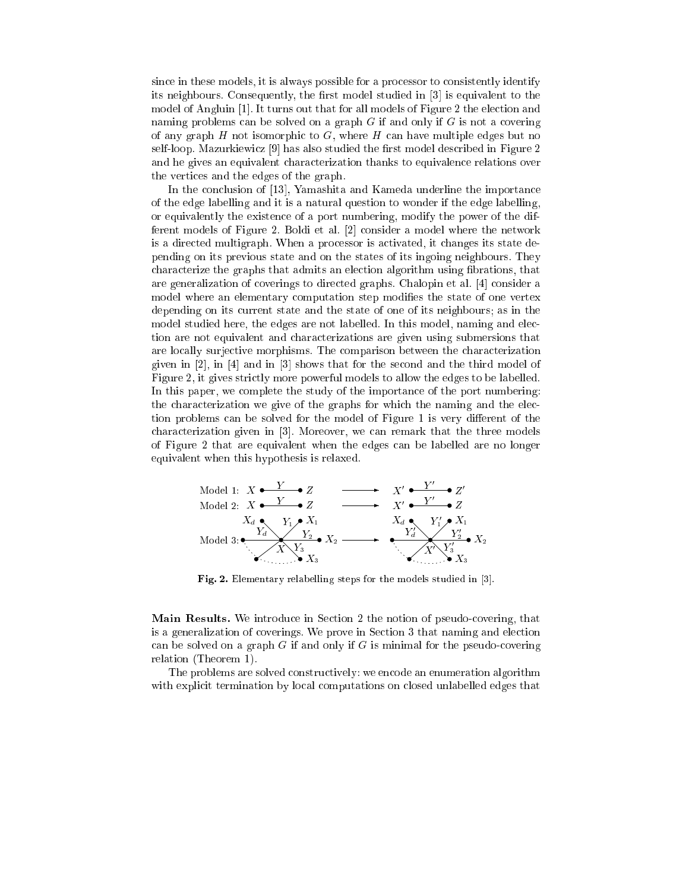since in these models, it is always possible for a processor to consistently identify its neighbours. Consequently, the first model studied in [3] is equivalent to the model of Angluin [1]. It turns out that for all models of Figure 2 the election and naming problems can be solved on a graph $G$ if and only if $G$ is not a covering of any graph $H$ not isomorphic to $G$, where $H$ can have multiple edges but no self-loop. Mazurkiewicz [9] has also studied the first model described in Figure 2 and he gives an equivalent characterization thanks to equivalence relations over the vertices and the edges of the graph.

In the conclusion of [13], Yamashita and Kameda underline the importance of the edge labelling and it is a natural question to wonder if the edge labelling, or equivalently the existence of a port numbering, modify the power of the different models of Figure 2. Boldi et al. [2] consider a model where the network is a directed multigraph. When a processor is activated, it changes its state depending on its previous state and on the states of its ingoing neighbours. They characterize the graphs that admits an election algorithm using fibrations, that are generalization of coverings to directed graphs. Chalopin et al. [4] consider a model where an elementary computation step modifies the state of one vertex depending on its current state and the state of one of its neighbours; as in the model studied here, the edges are not labelled. In this model, naming and election are not equivalent and characterizations are given using submersions that are locally surjective morphisms. The comparison between the characterization given in [2], in [4] and in [3] shows that for the second and the third model of Figure 2, it gives strictly more powerful models to allow the edges to be labelled. In this paper, we complete the study of the importance of the port numbering: the characterization we give of the graphs for which the naming and the election problems can be solved for the model of Figure 1 is very different of the characterization given in [3]. Moreover, we can remark that the three models of Figure 2 that are equivalent when the edges can be labelled are no longer equivalent when this hypothesis is relaxed.

**Fig. 2.** Elementary relabelling steps for the models studied in [3].

**Main Results.** We introduce in Section 2 the notion of pseudo-covering, that is a generalization of coverings. We prove in Section 3 that naming and election can be solved on a graph $G$ if and only if $G$ is minimal for the pseudo-covering relation (Theorem 1).

The problems are solved constructively: we encode an enumeration algorithm with explicit termination by local computations on closed unlabelled edges that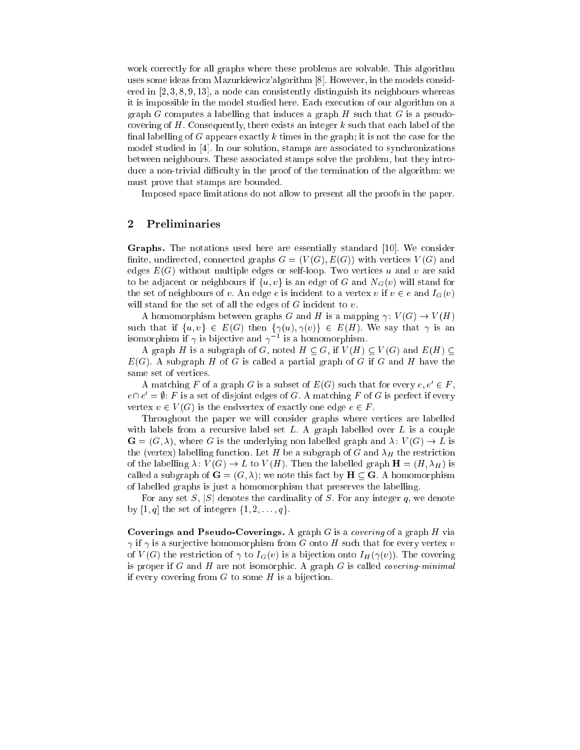work correctly for all graphs where these problems are solvable. This algorithm uses some ideas from Mazurkiewicz'algorithm [8]. However, in the models considered in [2,3,8,9,13], a node can consistently distinguish its neighbours whereas it is impossible in the model studied here. Each execution of our algorithm on a graph $G$ computes a labelling that induces a graph $H$ such that $G$ is a pseudo-covering of $H$. Consequently, there exists an integer $k$ such that each label of the final labelling of $G$ appears exactly $k$ times in the graph; it is not the case for the model studied in [4]. In our solution, stamps are associated to synchronizations between neighbours. These associated stamps solve the problem, but they introduce a non-trivial difficulty in the proof of the termination of the algorithm: we must prove that stamps are bounded.

Imposed space limitations do not allow to present all the proofs in the paper.

## 2 Preliminaries

**Graphs.** The notations used here are essentially standard [10]. We consider finite, undirected, connected graphs $G = (V(G), E(G))$ with vertices $V(G)$ and edges $E(G)$ without multiple edges or self-loop. Two vertices $u$ and $v$ are said to be adjacent or neighbours if $\{u, v\}$ is an edge of $G$ and $N_G(v)$ will stand for the set of neighbours of $v$. An edge $e$ is incident to a vertex $v$ if $v \in e$ and $I_G(v)$ will stand for the set of all the edges of $G$ incident to $v$.

A homomorphism between graphs $G$ and $H$ is a mapping $\gamma\colon V(G) \to V(H)$ such that if $\{u, v\} \in E(G)$ then $\{\gamma(u), \gamma(v)\} \in E(H)$. We say that $\gamma$ is an isomorphism if $\gamma$ is bijective and $\gamma^{-1}$ is a homomorphism.

A graph $H$ is a subgraph of $G$, noted $H \subseteq G$, if $V(H) \subseteq V(G)$ and $E(H) \subseteq E(G)$. A subgraph $H$ of $G$ is called a partial graph of $G$ if $G$ and $H$ have the same set of vertices.

A matching $F$ of a graph $G$ is a subset of $E(G)$ such that for every $e, e' \in F$, $e \cap e' = \emptyset$: $F$ is a set of disjoint edges of $G$. A matching $F$ of $G$ is perfect if every vertex $v \in V(G)$ is the endvertex of exactly one edge $e \in F$.

Throughout the paper we will consider graphs where vertices are labelled with labels from a recursive label set $L$. A graph labelled over $L$ is a couple $\mathbf{G} = (G, \lambda)$, where $G$ is the underlying non labelled graph and $\lambda\colon V(G) \to L$ is the (vertex) labelling function. Let $H$ be a subgraph of $G$ and $\lambda_H$ the restriction of the labelling $\lambda\colon V(G) \to L$ to $V(H)$. Then the labelled graph $\mathbf{H} = (H, \lambda_H)$ is called a subgraph of $\mathbf{G} = (G, \lambda)$; we note this fact by $\mathbf{H} \subseteq \mathbf{G}$. A homomorphism of labelled graphs is just a homomorphism that preserves the labelling.

For any set $S$, $|S|$ denotes the cardinality of $S$. For any integer $q$, we denote by $[1, q]$ the set of integers $\{1, 2, \ldots, q\}$.

**Coverings and Pseudo-Coverings.** A graph $G$ is a *covering* of a graph $H$ via $\gamma$ if $\gamma$ is a surjective homomorphism from $G$ onto $H$ such that for every vertex $v$ of $V(G)$ the restriction of $\gamma$ to $I_G(v)$ is a bijection onto $I_H(\gamma(v))$. The covering is proper if $G$ and $H$ are not isomorphic. A graph $G$ is called *covering-minimal* if every covering from $G$ to some $H$ is a bijection.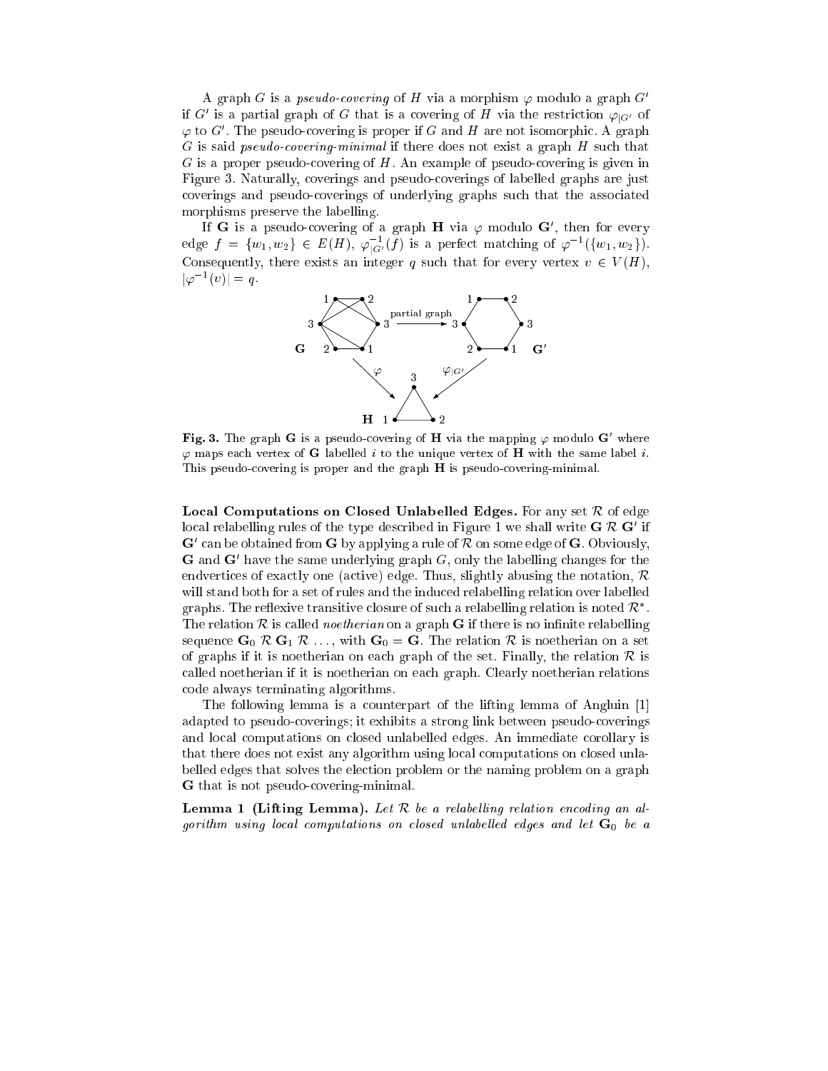A graph $G$ is a *pseudo-covering* of $H$ via a morphism $\varphi$ modulo a graph $G'$ if $G'$ is a partial graph of $G$ that is a covering of $H$ via the restriction $\varphi_{|G'}$ of $\varphi$ to $G'$. The pseudo-covering is proper if $G$ and $H$ are not isomorphic. A graph $G$ is said *pseudo-covering-minimal* if there does not exist a graph $H$ such that $G$ is a proper pseudo-covering of $H$. An example of pseudo-covering is given in Figure 3. Naturally, coverings and pseudo-coverings of labelled graphs are just coverings and pseudo-coverings of underlying graphs such that the associated morphisms preserve the labelling.

If $\mathbf{G}$ is a pseudo-covering of a graph $\mathbf{H}$ via $\varphi$ modulo $\mathbf{G}'$, then for every edge $f = \{w_1, w_2\} \in E(H)$, $\varphi^{-1}_{|G'}(f)$ is a perfect matching of $\varphi^{-1}(\{w_1, w_2\})$. Consequently, there exists an integer $q$ such that for every vertex $v \in V(H)$, $|\varphi^{-1}(v)| = q$.

**Fig. 3.** The graph $\mathbf{G}$ is a pseudo-covering of $\mathbf{H}$ via the mapping $\varphi$ modulo $\mathbf{G}'$ where $\varphi$ maps each vertex of $\mathbf{G}$ labelled $i$ to the unique vertex of $\mathbf{H}$ with the same label $i$. This pseudo-covering is proper and the graph $\mathbf{H}$ is pseudo-covering-minimal.

**Local Computations on Closed Unlabelled Edges.** For any set $\mathcal{R}$ of edge local relabelling rules of the type described in Figure 1 we shall write $\mathbf{G}\ \mathcal{R}\ \mathbf{G}'$ if $\mathbf{G}'$ can be obtained from $\mathbf{G}$ by applying a rule of $\mathcal{R}$ on some edge of $\mathbf{G}$. Obviously, $\mathbf{G}$ and $\mathbf{G}'$ have the same underlying graph $G$, only the labelling changes for the endvertices of exactly one (active) edge. Thus, slightly abusing the notation, $\mathcal{R}$ will stand both for a set of rules and the induced relabelling relation over labelled graphs. The reflexive transitive closure of such a relabelling relation is noted $\mathcal{R}^*$. The relation $\mathcal{R}$ is called *noetherian* on a graph $\mathbf{G}$ if there is no infinite relabelling sequence $\mathbf{G}_0\ \mathcal{R}\ \mathbf{G}_1\ \mathcal{R}\ \ldots$, with $\mathbf{G}_0 = \mathbf{G}$. The relation $\mathcal{R}$ is noetherian on a set of graphs if it is noetherian on each graph of the set. Finally, the relation $\mathcal{R}$ is called noetherian if it is noetherian on each graph. Clearly noetherian relations code always terminating algorithms.

The following lemma is a counterpart of the lifting lemma of Angluin [1] adapted to pseudo-coverings; it exhibits a strong link between pseudo-coverings and local computations on closed unlabelled edges. An immediate corollary is that there does not exist any algorithm using local computations on closed unlabelled edges that solves the election problem or the naming problem on a graph $\mathbf{G}$ that is not pseudo-covering-minimal.

**Lemma 1 (Lifting Lemma).** *Let $\mathcal{R}$ be a relabelling relation encoding an algorithm using local computations on closed unlabelled edges and let $\mathbf{G}_0$ be a*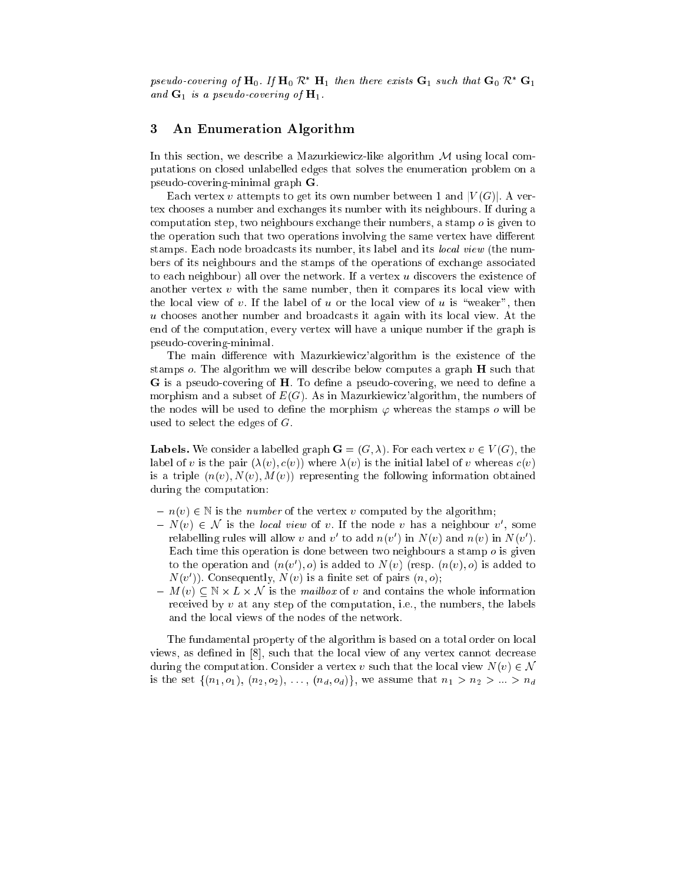*pseudo-covering of* $\mathbf{H}_0$*. If* $\mathbf{H}_0\ \mathcal{R}^*\ \mathbf{H}_1$ *then there exists* $\mathbf{G}_1$ *such that* $\mathbf{G}_0\ \mathcal{R}^*\ \mathbf{G}_1$ *and* $\mathbf{G}_1$ *is a pseudo-covering of* $\mathbf{H}_1$*.*

## 3 An Enumeration Algorithm

In this section, we describe a Mazurkiewicz-like algorithm $\mathcal{M}$ using local computations on closed unlabelled edges that solves the enumeration problem on a pseudo-covering-minimal graph $\mathbf{G}$.

Each vertex $v$ attempts to get its own number between 1 and $|V(G)|$. A vertex chooses a number and exchanges its number with its neighbours. If during a computation step, two neighbours exchange their numbers, a stamp $o$ is given to the operation such that two operations involving the same vertex have different stamps. Each node broadcasts its number, its label and its *local view* (the numbers of its neighbours and the stamps of the operations of exchange associated to each neighbour) all over the network. If a vertex $u$ discovers the existence of another vertex $v$ with the same number, then it compares its local view with the local view of $v$. If the label of $u$ or the local view of $u$ is "weaker", then $u$ chooses another number and broadcasts it again with its local view. At the end of the computation, every vertex will have a unique number if the graph is pseudo-covering-minimal.

The main difference with Mazurkiewicz'algorithm is the existence of the stamps $o$. The algorithm we will describe below computes a graph $\mathbf{H}$ such that $\mathbf{G}$ is a pseudo-covering of $\mathbf{H}$. To define a pseudo-covering, we need to define a morphism and a subset of $E(G)$. As in Mazurkiewicz'algorithm, the numbers of the nodes will be used to define the morphism $\varphi$ whereas the stamps $o$ will be used to select the edges of $G$.

**Labels.** We consider a labelled graph $\mathbf{G} = (G, \lambda)$. For each vertex $v \in V(G)$, the label of $v$ is the pair $(\lambda(v), c(v))$ where $\lambda(v)$ is the initial label of $v$ whereas $c(v)$ is a triple $(n(v), N(v), M(v))$ representing the following information obtained during the computation:

- $n(v) \in \mathbb{N}$ is the *number* of the vertex $v$ computed by the algorithm;
- $N(v) \in \mathcal{N}$ is the *local view* of $v$. If the node $v$ has a neighbour $v'$, some relabelling rules will allow $v$ and $v'$ to add $n(v')$ in $N(v)$ and $n(v)$ in $N(v')$. Each time this operation is done between two neighbours a stamp $o$ is given to the operation and $(n(v'), o)$ is added to $N(v)$ (resp. $(n(v), o)$ is added to $N(v')$). Consequently, $N(v)$ is a finite set of pairs $(n, o)$;
- $M(v) \subseteq \mathbb{N} \times L \times \mathcal{N}$ is the *mailbox* of $v$ and contains the whole information received by $v$ at any step of the computation, i.e., the numbers, the labels and the local views of the nodes of the network.

The fundamental property of the algorithm is based on a total order on local views, as defined in [8], such that the local view of any vertex cannot decrease during the computation. Consider a vertex $v$ such that the local view $N(v) \in \mathcal{N}$ is the set $\{(n_1, o_1), (n_2, o_2), \ldots, (n_d, o_d)\}$, we assume that $n_1 > n_2 > \ldots > n_d$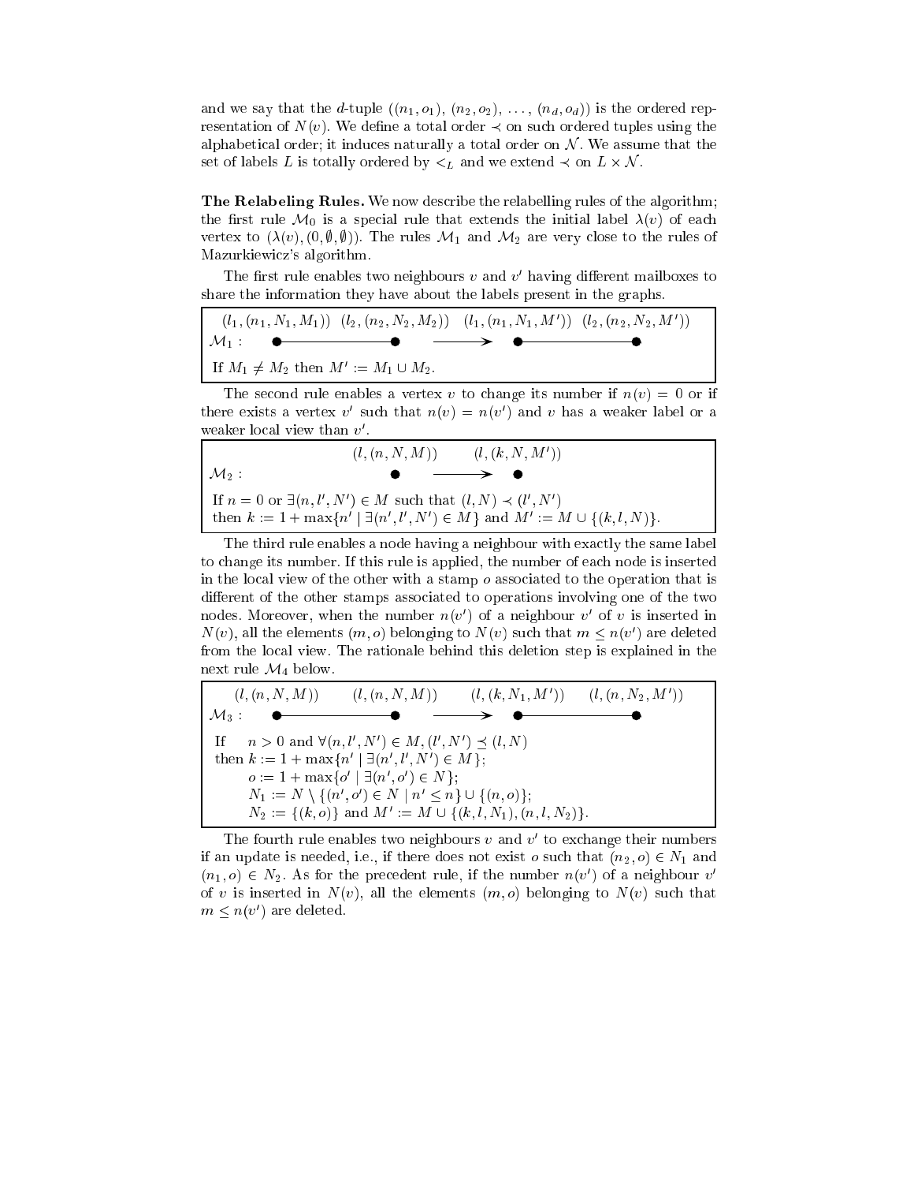and we say that the $d$-tuple $((n_1, o_1), (n_2, o_2), \ldots, (n_d, o_d))$ is the ordered representation of $N(v)$. We define a total order $\prec$ on such ordered tuples using the alphabetical order; it induces naturally a total order on $\mathcal{N}$. We assume that the set of labels $L$ is totally ordered by $<_L$ and we extend $\prec$ on $L \times \mathcal{N}$.

**The Relabeling Rules.** We now describe the relabelling rules of the algorithm; the first rule $\mathcal{M}_0$ is a special rule that extends the initial label $\lambda(v)$ of each vertex to $(\lambda(v), (0, \emptyset, \emptyset))$. The rules $\mathcal{M}_1$ and $\mathcal{M}_2$ are very close to the rules of Mazurkiewicz's algorithm.

The first rule enables two neighbours $v$ and $v'$ having different mailboxes to share the information they have about the labels present in the graphs.

$$\mathcal{M}_1 : \quad \overset{(l_1,(n_1,N_1,M_1))}{\bullet} \!\!-\!\!-\!\!-\!\! \overset{(l_2,(n_2,N_2,M_2))}{\bullet} \longrightarrow \overset{(l_1,(n_1,N_1,M'))}{\bullet} \!\!-\!\!-\!\!-\!\! \overset{(l_2,(n_2,N_2,M'))}{\bullet}$$

If $M_1 \neq M_2$ then $M' := M_1 \cup M_2$.

The second rule enables a vertex $v$ to change its number if $n(v) = 0$ or if there exists a vertex $v'$ such that $n(v) = n(v')$ and $v$ has a weaker label or a weaker local view than $v'$.

$$\mathcal{M}_2 : \quad \overset{(l,(n,N,M))}{\bullet} \longrightarrow \overset{(l,(k,N,M'))}{\bullet}$$

If $n = 0$ or $\exists (n, l', N') \in M$ such that $(l, N) \prec (l', N')$
then $k := 1 + \max\{n' \mid \exists (n', l', N') \in M\}$ and $M' := M \cup \{(k, l, N)\}$.

The third rule enables a node having a neighbour with exactly the same label to change its number. If this rule is applied, the number of each node is inserted in the local view of the other with a stamp $o$ associated to the operation that is different of the other stamps associated to operations involving one of the two nodes. Moreover, when the number $n(v')$ of a neighbour $v'$ of $v$ is inserted in $N(v)$, all the elements $(m, o)$ belonging to $N(v)$ such that $m \leq n(v')$ are deleted from the local view. The rationale behind this deletion step is explained in the next rule $\mathcal{M}_4$ below.

$$\mathcal{M}_3 : \quad \overset{(l,(n,N,M))}{\bullet} \!\!-\!\!-\!\!-\!\! \overset{(l,(n,N,M))}{\bullet} \longrightarrow \overset{(l,(k,N_1,M'))}{\bullet} \!\!-\!\!-\!\!-\!\! \overset{(l,(n,N_2,M'))}{\bullet}$$

If $\quad n > 0$ and $\forall (n, l', N') \in M, (l', N') \preceq (l, N)$
then $k := 1 + \max\{n' \mid \exists (n', l', N') \in M\}$;
$\quad o := 1 + \max\{o' \mid \exists (n', o') \in N\}$;
$\quad N_1 := N \setminus \{(n', o') \in N \mid n' \leq n\} \cup \{(n, o)\}$;
$\quad N_2 := \{(k, o)\}$ and $M' := M \cup \{(k, l, N_1), (n, l, N_2)\}$.

The fourth rule enables two neighbours $v$ and $v'$ to exchange their numbers if an update is needed, i.e., if there does not exist $o$ such that $(n_2, o) \in N_1$ and $(n_1, o) \in N_2$. As for the precedent rule, if the number $n(v')$ of a neighbour $v'$ of $v$ is inserted in $N(v)$, all the elements $(m, o)$ belonging to $N(v)$ such that $m \leq n(v')$ are deleted.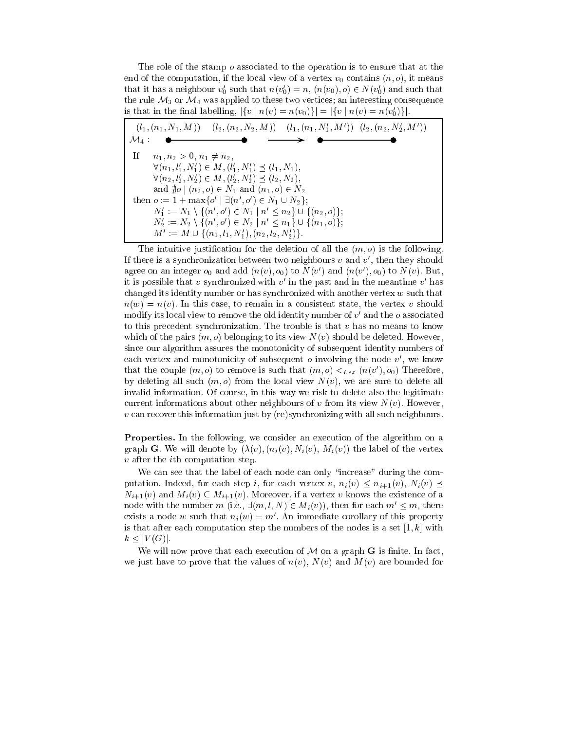The role of the stamp $o$ associated to the operation is to ensure that at the end of the computation, if the local view of a vertex $v_0$ contains $(n, o)$, it means that it has a neighbour $v'_0$ such that $n(v'_0) = n$, $(n(v_0), o) \in N(v'_0)$ and such that the rule $\mathcal{M}_3$ or $\mathcal{M}_4$ was applied to these two vertices; an interesting consequence is that in the final labelling, $|\{v \mid n(v) = n(v_0)\}| = |\{v \mid n(v) = n(v'_0)\}|$.

$$\mathcal{M}_4 : \quad (l_1, (n_1, N_1, M)) \bullet\!\!-\!\!-\!\!\bullet (l_2, (n_2, N_2, M)) \longrightarrow (l_1, (n_1, N'_1, M')) \bullet\!\!-\!\!-\!\!\bullet (l_2, (n_2, N'_2, M'))$$

If $n_1, n_2 > 0$, $n_1 \neq n_2$,
$\forall (n_1, l'_1, N'_1) \in M, (l'_1, N'_1) \preceq (l_1, N_1)$,
$\forall (n_2, l'_2, N'_2) \in M, (l'_2, N'_2) \preceq (l_2, N_2)$,
and $\nexists o \mid (n_2, o) \in N_1$ and $(n_1, o) \in N_2$
then $o := 1 + \max\{o' \mid \exists (n', o') \in N_1 \cup N_2\}$;
$N'_1 := N_1 \setminus \{(n', o') \in N_1 \mid n' \leq n_2\} \cup \{(n_2, o)\}$;
$N'_2 := N_2 \setminus \{(n', o') \in N_2 \mid n' \leq n_1\} \cup \{(n_1, o)\}$;
$M' := M \cup \{(n_1, l_1, N'_1), (n_2, l_2, N'_2)\}$.

The intuitive justification for the deletion of all the $(m, o)$ is the following. If there is a synchronization between two neighbours $v$ and $v'$, then they should agree on an integer $o_0$ and add $(n(v), o_0)$ to $N(v')$ and $(n(v'), o_0)$ to $N(v)$. But, it is possible that $v$ synchronized with $v'$ in the past and in the meantime $v'$ has changed its identity number or has synchronized with another vertex $w$ such that $n(w) = n(v)$. In this case, to remain in a consistent state, the vertex $v$ should modify its local view to remove the old identity number of $v'$ and the $o$ associated to this precedent synchronization. The trouble is that $v$ has no means to know which of the pairs $(m, o)$ belonging to its view $N(v)$ should be deleted. However, since our algorithm assures the monotonicity of subsequent identity numbers of each vertex and monotonicity of subsequent $o$ involving the node $v'$, we know that the couple $(m, o)$ to remove is such that $(m, o) <_{Lex} (n(v'), o_0)$ Therefore, by deleting all such $(m, o)$ from the local view $N(v)$, we are sure to delete all invalid information. Of course, in this way we risk to delete also the legitimate current informations about other neighbours of $v$ from its view $N(v)$. However, $v$ can recover this information just by (re)synchronizing with all such neighbours.

**Properties.** In the following, we consider an execution of the algorithm on a graph $\mathbf{G}$. We will denote by $(\lambda(v), (n_i(v), N_i(v), M_i(v))$ the label of the vertex $v$ after the $i$th computation step.

We can see that the label of each node can only "increase" during the computation. Indeed, for each step $i$, for each vertex $v$, $n_i(v) \leq n_{i+1}(v)$, $N_i(v) \preceq N_{i+1}(v)$ and $M_i(v) \subseteq M_{i+1}(v)$. Moreover, if a vertex $v$ knows the existence of a node with the number $m$ (i.e., $\exists (m, l, N) \in M_i(v)$), then for each $m' \leq m$, there exists a node $w$ such that $n_i(w) = m'$. An immediate corollary of this property is that after each computation step the numbers of the nodes is a set $[1, k]$ with $k \leq |V(G)|$.

We will now prove that each execution of $\mathcal{M}$ on a graph $\mathbf{G}$ is finite. In fact, we just have to prove that the values of $n(v)$, $N(v)$ and $M(v)$ are bounded for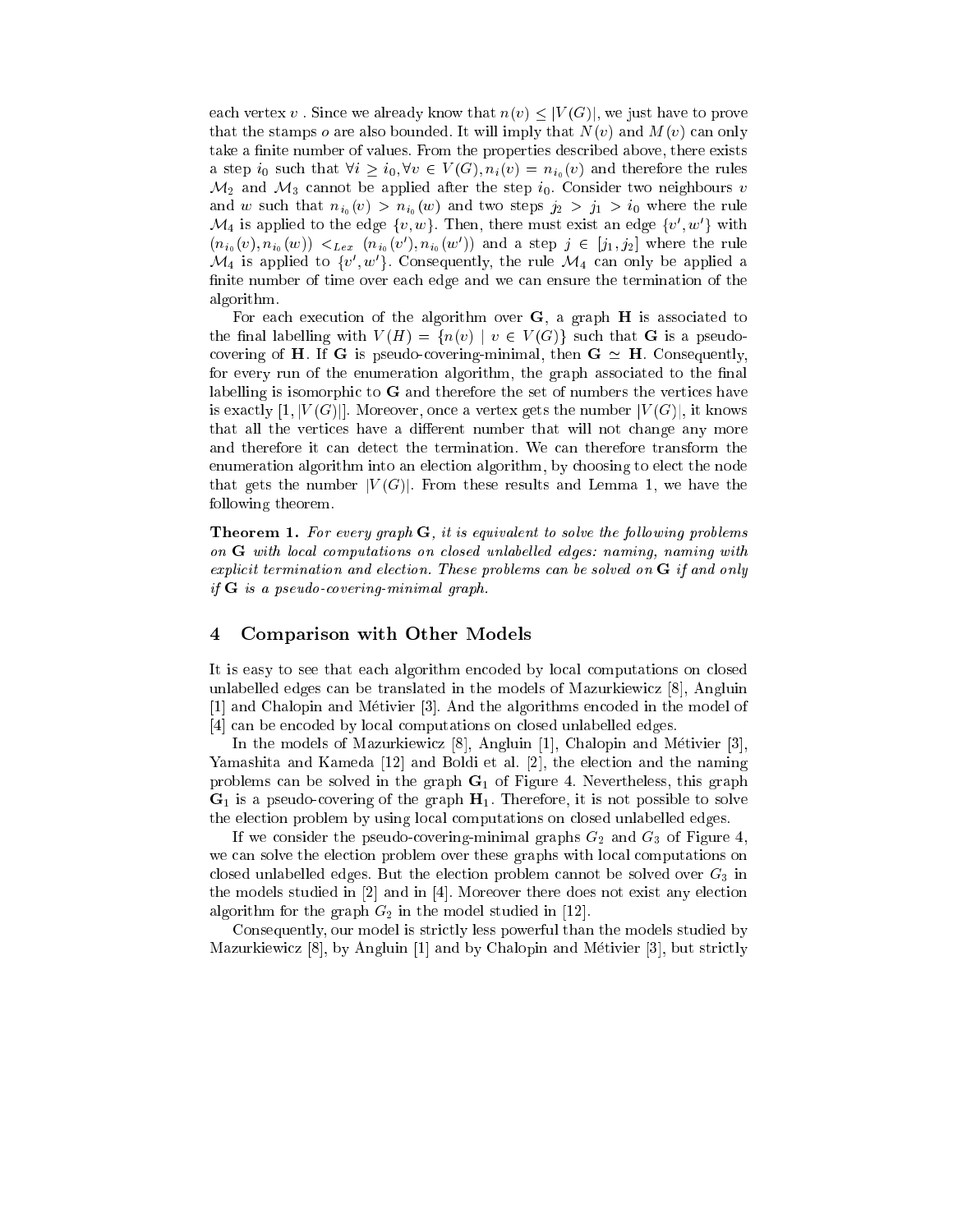each vertex $v$ . Since we already know that $n(v) \leq |V(G)|$, we just have to prove that the stamps $o$ are also bounded. It will imply that $N(v)$ and $M(v)$ can only take a finite number of values. From the properties described above, there exists a step $i_0$ such that $\forall i \geq i_0, \forall v \in V(G), n_i(v) = n_{i_0}(v)$ and therefore the rules $\mathcal{M}_2$ and $\mathcal{M}_3$ cannot be applied after the step $i_0$. Consider two neighbours $v$ and $w$ such that $n_{i_0}(v) > n_{i_0}(w)$ and two steps $j_2 > j_1 > i_0$ where the rule $\mathcal{M}_4$ is applied to the edge $\{v, w\}$. Then, there must exist an edge $\{v', w'\}$ with $(n_{i_0}(v), n_{i_0}(w)) <_{Lex} (n_{i_0}(v'), n_{i_0}(w'))$ and a step $j \in [j_1, j_2]$ where the rule $\mathcal{M}_4$ is applied to $\{v', w'\}$. Consequently, the rule $\mathcal{M}_4$ can only be applied a finite number of time over each edge and we can ensure the termination of the algorithm.

For each execution of the algorithm over $\mathbf{G}$, a graph $\mathbf{H}$ is associated to the final labelling with $V(H) = \{n(v) \mid v \in V(G)\}$ such that $\mathbf{G}$ is a pseudo-covering of $\mathbf{H}$. If $\mathbf{G}$ is pseudo-covering-minimal, then $\mathbf{G} \simeq \mathbf{H}$. Consequently, for every run of the enumeration algorithm, the graph associated to the final labelling is isomorphic to $\mathbf{G}$ and therefore the set of numbers the vertices have is exactly $[1, |V(G)|]$. Moreover, once a vertex gets the number $|V(G)|$, it knows that all the vertices have a different number that will not change any more and therefore it can detect the termination. We can therefore transform the enumeration algorithm into an election algorithm, by choosing to elect the node that gets the number $|V(G)|$. From these results and Lemma 1, we have the following theorem.

**Theorem 1.** *For every graph* $\mathbf{G}$*, it is equivalent to solve the following problems on* $\mathbf{G}$ *with local computations on closed unlabelled edges: naming, naming with explicit termination and election. These problems can be solved on* $\mathbf{G}$ *if and only if* $\mathbf{G}$ *is a pseudo-covering-minimal graph.*

## 4 Comparison with Other Models

It is easy to see that each algorithm encoded by local computations on closed unlabelled edges can be translated in the models of Mazurkiewicz [8], Angluin [1] and Chalopin and Métivier [3]. And the algorithms encoded in the model of [4] can be encoded by local computations on closed unlabelled edges.

In the models of Mazurkiewicz [8], Angluin [1], Chalopin and Métivier [3], Yamashita and Kameda [12] and Boldi et al. [2], the election and the naming problems can be solved in the graph $\mathbf{G}_1$ of Figure 4. Nevertheless, this graph $\mathbf{G}_1$ is a pseudo-covering of the graph $\mathbf{H}_1$. Therefore, it is not possible to solve the election problem by using local computations on closed unlabelled edges.

If we consider the pseudo-covering-minimal graphs $G_2$ and $G_3$ of Figure 4, we can solve the election problem over these graphs with local computations on closed unlabelled edges. But the election problem cannot be solved over $G_3$ in the models studied in [2] and in [4]. Moreover there does not exist any election algorithm for the graph $G_2$ in the model studied in [12].

Consequently, our model is strictly less powerful than the models studied by Mazurkiewicz [8], by Angluin [1] and by Chalopin and Métivier [3], but strictly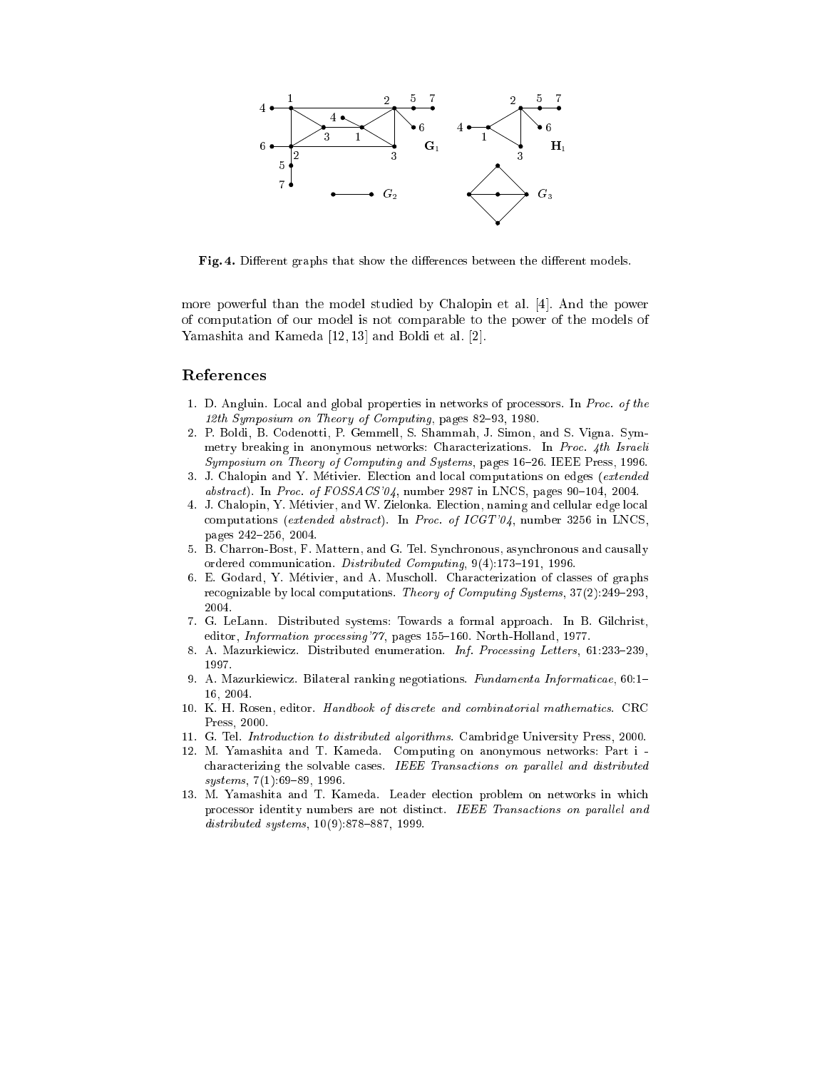$G_1$

$H_1$

$G_2$

$G_3$

**Fig. 4.** Different graphs that show the differences between the different models.

more powerful than the model studied by Chalopin et al. [4]. And the power of computation of our model is not comparable to the power of the models of Yamashita and Kameda [12, 13] and Boldi et al. [2].

## References

1. D. Angluin. Local and global properties in networks of processors. In *Proc. of the 12th Symposium on Theory of Computing*, pages 82–93, 1980.
2. P. Boldi, B. Codenotti, P. Gemmell, S. Shammah, J. Simon, and S. Vigna. Symmetry breaking in anonymous networks: Characterizations. In *Proc. 4th Israeli Symposium on Theory of Computing and Systems*, pages 16–26. IEEE Press, 1996.
3. J. Chalopin and Y. Métivier. Election and local computations on edges (*extended abstract*). In *Proc. of FOSSACS'04*, number 2987 in LNCS, pages 90–104, 2004.
4. J. Chalopin, Y. Métivier, and W. Zielonka. Election, naming and cellular edge local computations (*extended abstract*). In *Proc. of ICGT'04*, number 3256 in LNCS, pages 242–256, 2004.
5. B. Charron-Bost, F. Mattern, and G. Tel. Synchronous, asynchronous and causally ordered communication. *Distributed Computing*, 9(4):173–191, 1996.
6. E. Godard, Y. Métivier, and A. Muscholl. Characterization of classes of graphs recognizable by local computations. *Theory of Computing Systems*, 37(2):249–293, 2004.
7. G. LeLann. Distributed systems: Towards a formal approach. In B. Gilchrist, editor, *Information processing'77*, pages 155–160. North-Holland, 1977.
8. A. Mazurkiewicz. Distributed enumeration. *Inf. Processing Letters*, 61:233–239, 1997.
9. A. Mazurkiewicz. Bilateral ranking negotiations. *Fundamenta Informaticae*, 60:1–16, 2004.
10. K. H. Rosen, editor. *Handbook of discrete and combinatorial mathematics*. CRC Press, 2000.
11. G. Tel. *Introduction to distributed algorithms*. Cambridge University Press, 2000.
12. M. Yamashita and T. Kameda. Computing on anonymous networks: Part i - characterizing the solvable cases. *IEEE Transactions on parallel and distributed systems*, 7(1):69–89, 1996.
13. M. Yamashita and T. Kameda. Leader election problem on networks in which processor identity numbers are not distinct. *IEEE Transactions on parallel and distributed systems*, 10(9):878–887, 1999.